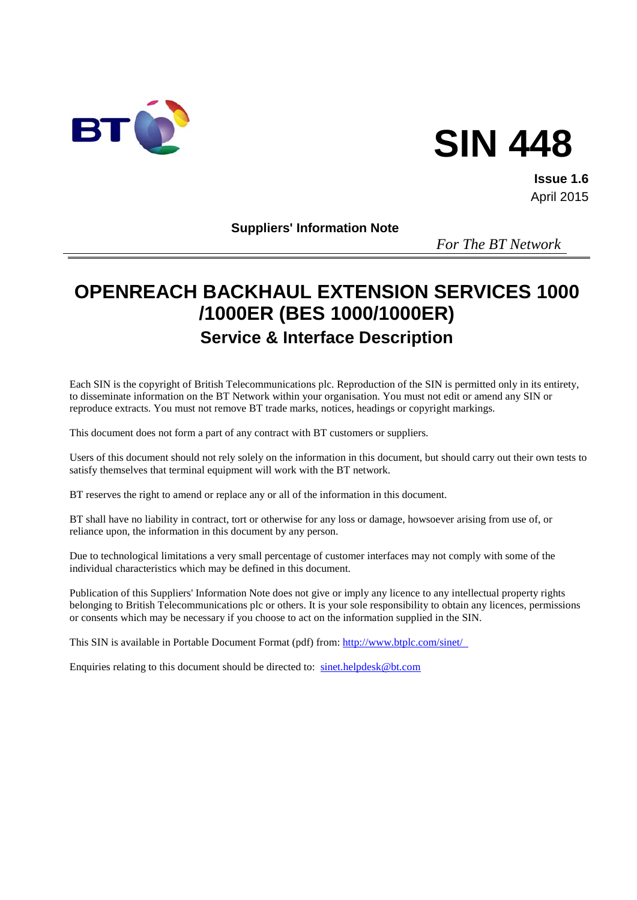# SIN 448

**Issue 1.6**
April 2015

**Suppliers' Information Note**

*For The BT Network*

# OPENREACH BACKHAUL EXTENSION SERVICES 1000 /1000ER (BES 1000/1000ER)

## Service & Interface Description

Each SIN is the copyright of British Telecommunications plc. Reproduction of the SIN is permitted only in its entirety, to disseminate information on the BT Network within your organisation. You must not edit or amend any SIN or reproduce extracts. You must not remove BT trade marks, notices, headings or copyright markings.

This document does not form a part of any contract with BT customers or suppliers.

Users of this document should not rely solely on the information in this document, but should carry out their own tests to satisfy themselves that terminal equipment will work with the BT network.

BT reserves the right to amend or replace any or all of the information in this document.

BT shall have no liability in contract, tort or otherwise for any loss or damage, howsoever arising from use of, or reliance upon, the information in this document by any person.

Due to technological limitations a very small percentage of customer interfaces may not comply with some of the individual characteristics which may be defined in this document.

Publication of this Suppliers' Information Note does not give or imply any licence to any intellectual property rights belonging to British Telecommunications plc or others. It is your sole responsibility to obtain any licences, permissions or consents which may be necessary if you choose to act on the information supplied in the SIN.

This SIN is available in Portable Document Format (pdf) from: http://www.btplc.com/sinet/

Enquiries relating to this document should be directed to: sinet.helpdesk@bt.com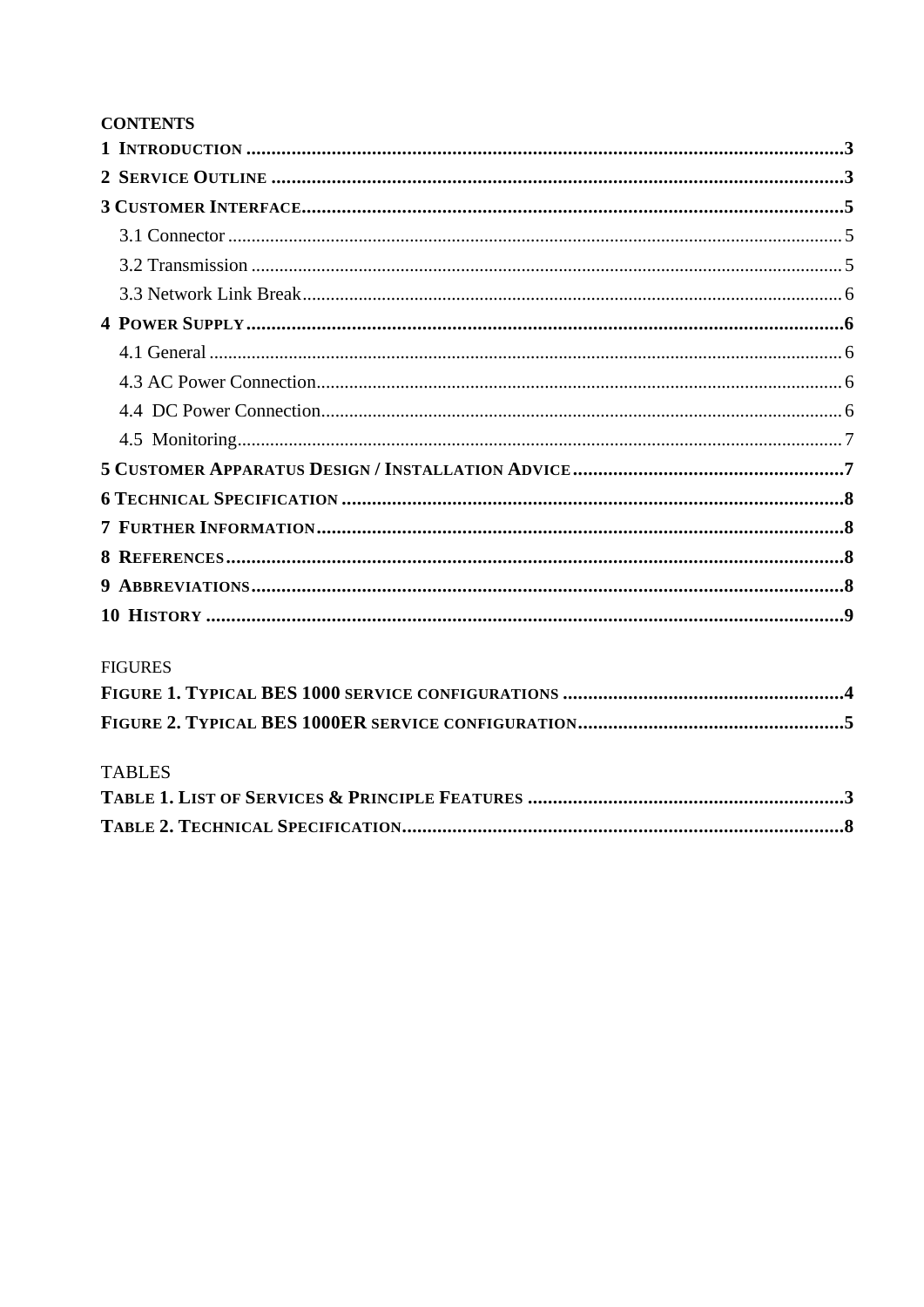**CONTENTS**

**1 INTRODUCTION** .......... **3**
**2 SERVICE OUTLINE** .......... **3**
**3 CUSTOMER INTERFACE** .......... **5**
- 3.1 Connector .......... 5
- 3.2 Transmission .......... 5
- 3.3 Network Link Break .......... 6

**4 POWER SUPPLY** .......... **6**
- 4.1 General .......... 6
- 4.3 AC Power Connection .......... 6
- 4.4 DC Power Connection .......... 6
- 4.5 Monitoring .......... 7

**5 CUSTOMER APPARATUS DESIGN / INSTALLATION ADVICE** .......... **7**
**6 TECHNICAL SPECIFICATION** .......... **8**
**7 FURTHER INFORMATION** .......... **8**
**8 REFERENCES** .......... **8**
**9 ABBREVIATIONS** .......... **8**
**10 HISTORY** .......... **9**

FIGURES

**FIGURE 1. TYPICAL BES 1000 SERVICE CONFIGURATIONS** .......... **4**
**FIGURE 2. TYPICAL BES 1000ER SERVICE CONFIGURATION** .......... **5**

TABLES

**TABLE 1. LIST OF SERVICES & PRINCIPLE FEATURES** .......... **3**
**TABLE 2. TECHNICAL SPECIFICATION** .......... **8**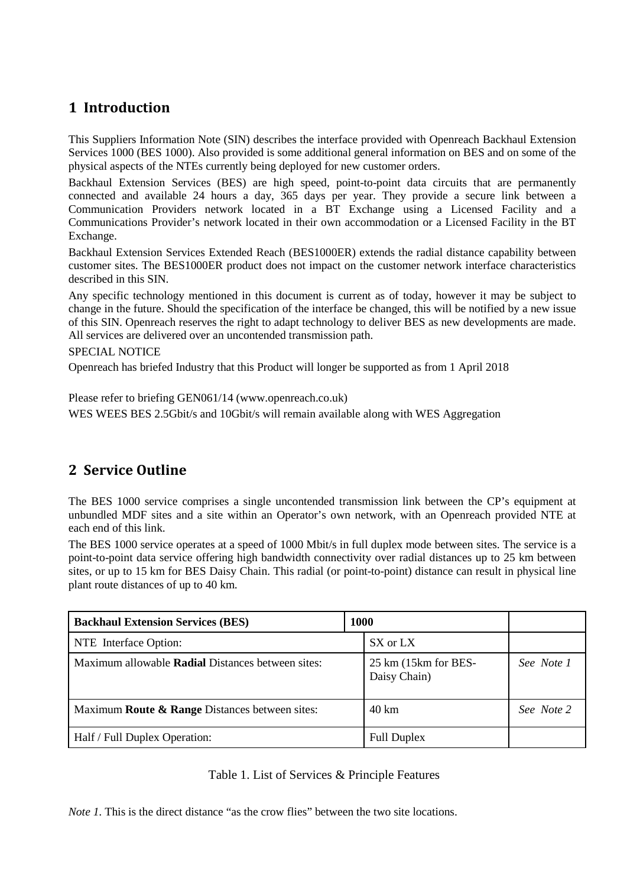## 1 Introduction

This Suppliers Information Note (SIN) describes the interface provided with Openreach Backhaul Extension Services 1000 (BES 1000). Also provided is some additional general information on BES and on some of the physical aspects of the NTEs currently being deployed for new customer orders.

Backhaul Extension Services (BES) are high speed, point-to-point data circuits that are permanently connected and available 24 hours a day, 365 days per year. They provide a secure link between a Communication Providers network located in a BT Exchange using a Licensed Facility and a Communications Provider's network located in their own accommodation or a Licensed Facility in the BT Exchange.

Backhaul Extension Services Extended Reach (BES1000ER) extends the radial distance capability between customer sites. The BES1000ER product does not impact on the customer network interface characteristics described in this SIN.

Any specific technology mentioned in this document is current as of today, however it may be subject to change in the future. Should the specification of the interface be changed, this will be notified by a new issue of this SIN. Openreach reserves the right to adapt technology to deliver BES as new developments are made. All services are delivered over an uncontended transmission path.

SPECIAL NOTICE

Openreach has briefed Industry that this Product will longer be supported as from 1 April 2018

Please refer to briefing GEN061/14 (www.openreach.co.uk)

WES WEES BES 2.5Gbit/s and 10Gbit/s will remain available along with WES Aggregation

## 2 Service Outline

The BES 1000 service comprises a single uncontended transmission link between the CP's equipment at unbundled MDF sites and a site within an Operator's own network, with an Openreach provided NTE at each end of this link.

The BES 1000 service operates at a speed of 1000 Mbit/s in full duplex mode between sites. The service is a point-to-point data service offering high bandwidth connectivity over radial distances up to 25 km between sites, or up to 15 km for BES Daisy Chain. This radial (or point-to-point) distance can result in physical line plant route distances of up to 40 km.

| **Backhaul Extension Services (BES)** | **1000** | |
|---|---|---|
| NTE Interface Option: | SX or LX | |
| Maximum allowable **Radial** Distances between sites: | 25 km (15km for BES-Daisy Chain) | *See Note 1* |
| Maximum **Route & Range** Distances between sites: | 40 km | *See Note 2* |
| Half / Full Duplex Operation: | Full Duplex | |

Table 1. List of Services & Principle Features

*Note 1.* This is the direct distance "as the crow flies" between the two site locations.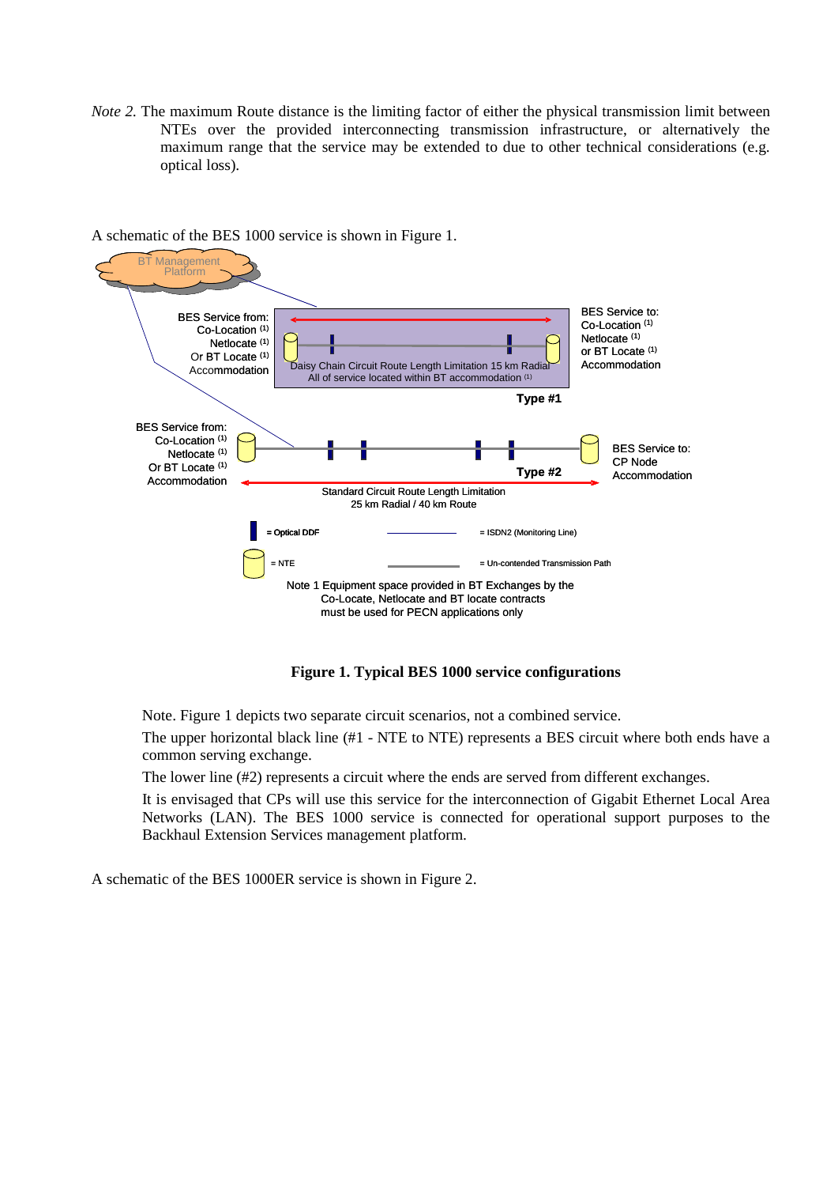*Note 2.* The maximum Route distance is the limiting factor of either the physical transmission limit between NTEs over the provided interconnecting transmission infrastructure, or alternatively the maximum range that the service may be extended to due to other technical considerations (e.g. optical loss).

A schematic of the BES 1000 service is shown in Figure 1.

BT Management Platform

BES Service from: Co-Location [(1)] Netlocate [(1)] Or BT Locate [(1)] Accommodation

BES Service to: Co-Location [(1)] Netlocate [(1)] or BT Locate [(1)] Accommodation

Daisy Chain Circuit Route Length Limitation 15 km Radial All of service located within BT accommodation [(1)]

Type #1

BES Service from: Co-Location [(1)] Netlocate [(1)] Or BT Locate [(1)] Accommodation

BES Service to: CP Node Accommodation

Type #2

Standard Circuit Route Length Limitation 25 km Radial / 40 km Route

= Optical DDF

= ISDN2 (Monitoring Line)

= NTE

= Un-contended Transmission Path

Note 1 Equipment space provided in BT Exchanges by the Co-Locate, Netlocate and BT locate contracts must be used for PECN applications only

**Figure 1. Typical BES 1000 service configurations**

Note. Figure 1 depicts two separate circuit scenarios, not a combined service.

The upper horizontal black line (#1 - NTE to NTE) represents a BES circuit where both ends have a common serving exchange.

The lower line (#2) represents a circuit where the ends are served from different exchanges.

It is envisaged that CPs will use this service for the interconnection of Gigabit Ethernet Local Area Networks (LAN). The BES 1000 service is connected for operational support purposes to the Backhaul Extension Services management platform.

A schematic of the BES 1000ER service is shown in Figure 2.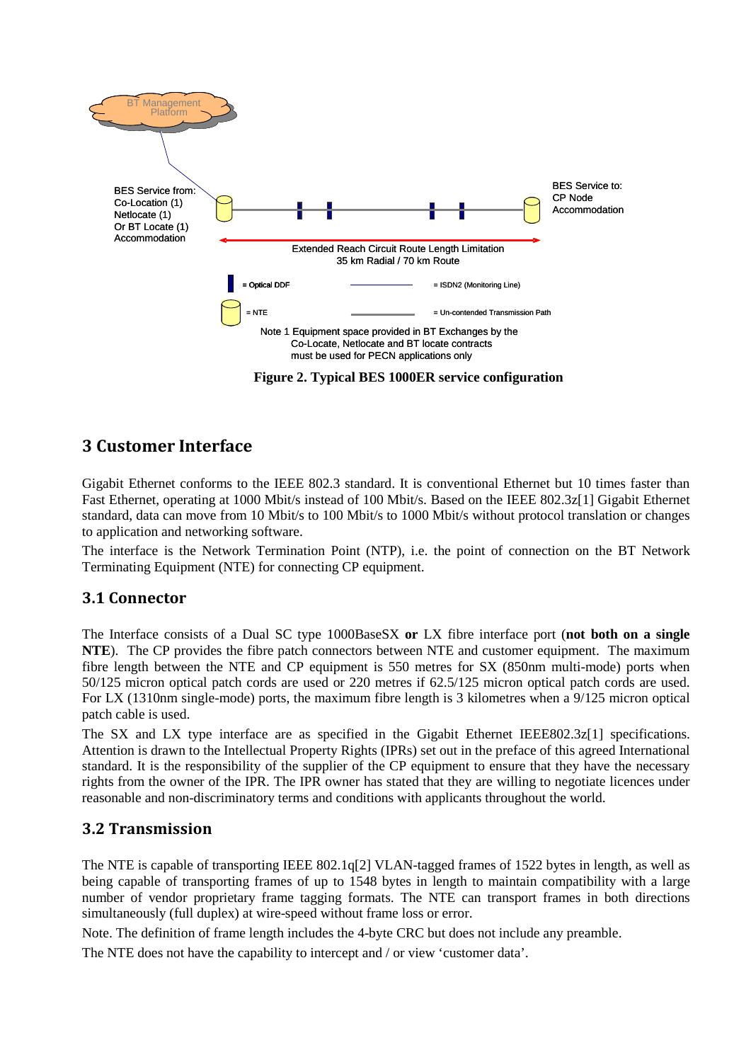BT Management Platform

BES Service from:
Co-Location (1)
Netlocate (1)
Or BT Locate (1)
Accommodation

BES Service to:
CP Node
Accommodation

Extended Reach Circuit Route Length Limitation
35 km Radial / 70 km Route

= Optical DDF

= ISDN2 (Monitoring Line)

= NTE

= Un-contended Transmission Path

Note 1 Equipment space provided in BT Exchanges by the Co-Locate, Netlocate and BT locate contracts must be used for PECN applications only

**Figure 2. Typical BES 1000ER service configuration**

## 3 Customer Interface

Gigabit Ethernet conforms to the IEEE 802.3 standard. It is conventional Ethernet but 10 times faster than Fast Ethernet, operating at 1000 Mbit/s instead of 100 Mbit/s. Based on the IEEE 802.3z[1] Gigabit Ethernet standard, data can move from 10 Mbit/s to 100 Mbit/s to 1000 Mbit/s without protocol translation or changes to application and networking software.

The interface is the Network Termination Point (NTP), i.e. the point of connection on the BT Network Terminating Equipment (NTE) for connecting CP equipment.

### 3.1 Connector

The Interface consists of a Dual SC type 1000BaseSX **or** LX fibre interface port (**not both on a single NTE**). The CP provides the fibre patch connectors between NTE and customer equipment. The maximum fibre length between the NTE and CP equipment is 550 metres for SX (850nm multi-mode) ports when 50/125 micron optical patch cords are used or 220 metres if 62.5/125 micron optical patch cords are used. For LX (1310nm single-mode) ports, the maximum fibre length is 3 kilometres when a 9/125 micron optical patch cable is used.

The SX and LX type interface are as specified in the Gigabit Ethernet IEEE802.3z[1] specifications. Attention is drawn to the Intellectual Property Rights (IPRs) set out in the preface of this agreed International standard. It is the responsibility of the supplier of the CP equipment to ensure that they have the necessary rights from the owner of the IPR. The IPR owner has stated that they are willing to negotiate licences under reasonable and non-discriminatory terms and conditions with applicants throughout the world.

### 3.2 Transmission

The NTE is capable of transporting IEEE 802.1q[2] VLAN-tagged frames of 1522 bytes in length, as well as being capable of transporting frames of up to 1548 bytes in length to maintain compatibility with a large number of vendor proprietary frame tagging formats. The NTE can transport frames in both directions simultaneously (full duplex) at wire-speed without frame loss or error.

Note. The definition of frame length includes the 4-byte CRC but does not include any preamble.

The NTE does not have the capability to intercept and / or view 'customer data'.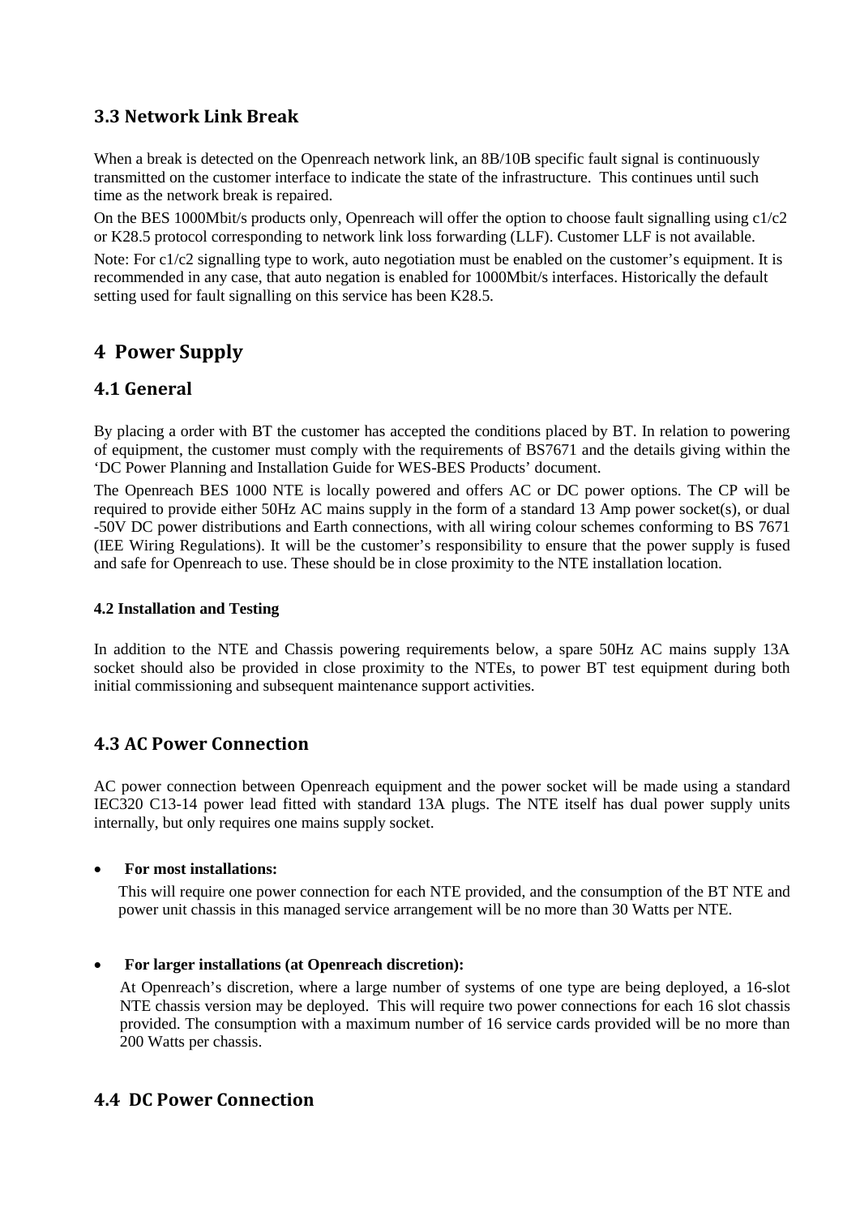### 3.3 Network Link Break

When a break is detected on the Openreach network link, an 8B/10B specific fault signal is continuously transmitted on the customer interface to indicate the state of the infrastructure. This continues until such time as the network break is repaired.

On the BES 1000Mbit/s products only, Openreach will offer the option to choose fault signalling using c1/c2 or K28.5 protocol corresponding to network link loss forwarding (LLF). Customer LLF is not available.

Note: For c1/c2 signalling type to work, auto negotiation must be enabled on the customer's equipment. It is recommended in any case, that auto negation is enabled for 1000Mbit/s interfaces. Historically the default setting used for fault signalling on this service has been K28.5.

## 4 Power Supply

### 4.1 General

By placing a order with BT the customer has accepted the conditions placed by BT. In relation to powering of equipment, the customer must comply with the requirements of BS7671 and the details giving within the 'DC Power Planning and Installation Guide for WES-BES Products' document.

The Openreach BES 1000 NTE is locally powered and offers AC or DC power options. The CP will be required to provide either 50Hz AC mains supply in the form of a standard 13 Amp power socket(s), or dual -50V DC power distributions and Earth connections, with all wiring colour schemes conforming to BS 7671 (IEE Wiring Regulations). It will be the customer's responsibility to ensure that the power supply is fused and safe for Openreach to use. These should be in close proximity to the NTE installation location.

#### 4.2 Installation and Testing

In addition to the NTE and Chassis powering requirements below, a spare 50Hz AC mains supply 13A socket should also be provided in close proximity to the NTEs, to power BT test equipment during both initial commissioning and subsequent maintenance support activities.

### 4.3 AC Power Connection

AC power connection between Openreach equipment and the power socket will be made using a standard IEC320 C13-14 power lead fitted with standard 13A plugs. The NTE itself has dual power supply units internally, but only requires one mains supply socket.

- **For most installations:**

  This will require one power connection for each NTE provided, and the consumption of the BT NTE and power unit chassis in this managed service arrangement will be no more than 30 Watts per NTE.

- **For larger installations (at Openreach discretion):**

  At Openreach's discretion, where a large number of systems of one type are being deployed, a 16-slot NTE chassis version may be deployed. This will require two power connections for each 16 slot chassis provided. The consumption with a maximum number of 16 service cards provided will be no more than 200 Watts per chassis.

### 4.4 DC Power Connection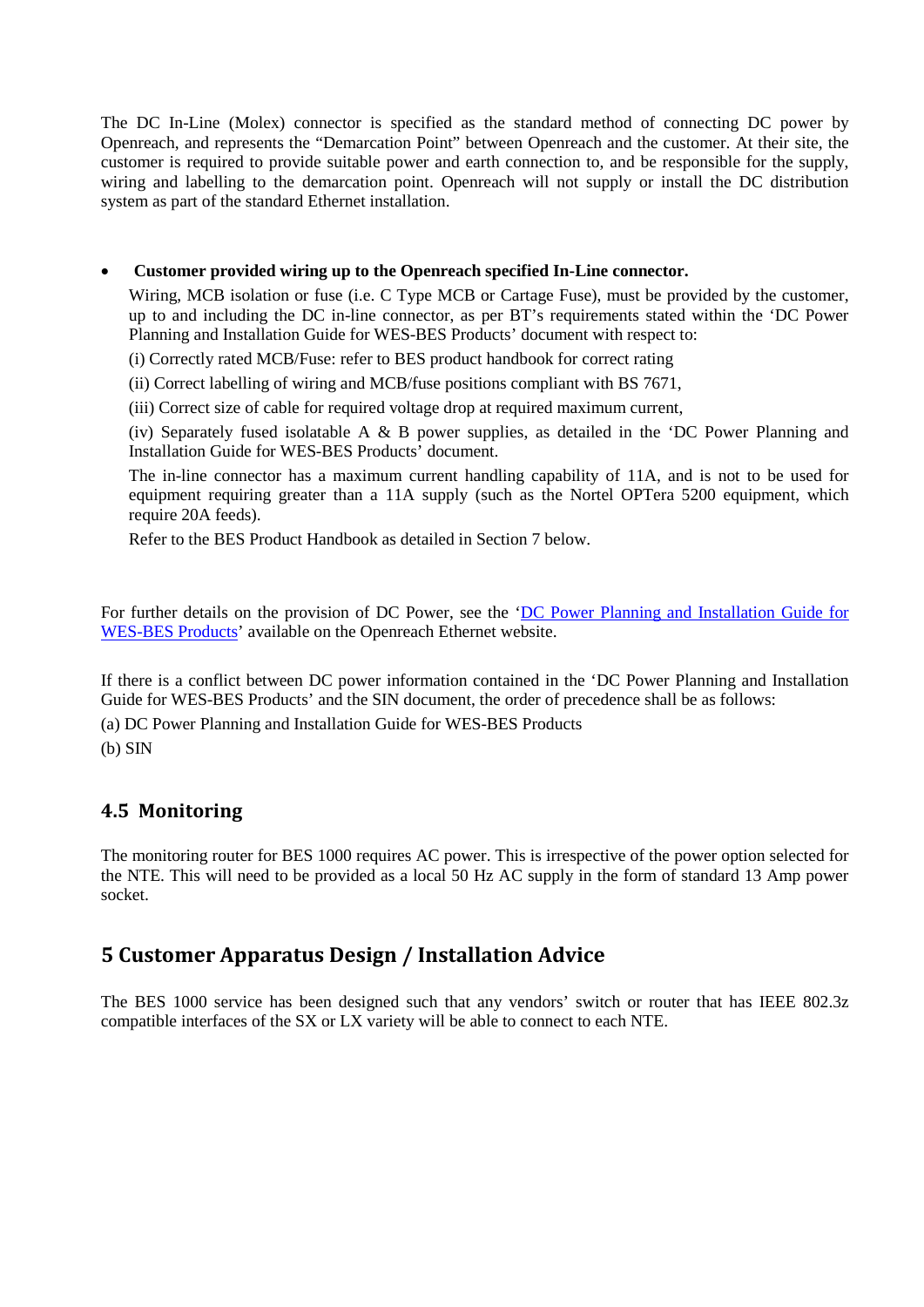The DC In-Line (Molex) connector is specified as the standard method of connecting DC power by Openreach, and represents the "Demarcation Point" between Openreach and the customer. At their site, the customer is required to provide suitable power and earth connection to, and be responsible for the supply, wiring and labelling to the demarcation point. Openreach will not supply or install the DC distribution system as part of the standard Ethernet installation.

- **Customer provided wiring up to the Openreach specified In-Line connector.**

  Wiring, MCB isolation or fuse (i.e. C Type MCB or Cartage Fuse), must be provided by the customer, up to and including the DC in-line connector, as per BT's requirements stated within the 'DC Power Planning and Installation Guide for WES-BES Products' document with respect to:

  (i) Correctly rated MCB/Fuse: refer to BES product handbook for correct rating

  (ii) Correct labelling of wiring and MCB/fuse positions compliant with BS 7671,

  (iii) Correct size of cable for required voltage drop at required maximum current,

  (iv) Separately fused isolatable A & B power supplies, as detailed in the 'DC Power Planning and Installation Guide for WES-BES Products' document.

  The in-line connector has a maximum current handling capability of 11A, and is not to be used for equipment requiring greater than a 11A supply (such as the Nortel OPTera 5200 equipment, which require 20A feeds).

  Refer to the BES Product Handbook as detailed in Section 7 below.

For further details on the provision of DC Power, see the 'DC Power Planning and Installation Guide for WES-BES Products' available on the Openreach Ethernet website.

If there is a conflict between DC power information contained in the 'DC Power Planning and Installation Guide for WES-BES Products' and the SIN document, the order of precedence shall be as follows:

(a) DC Power Planning and Installation Guide for WES-BES Products

(b) SIN

### 4.5 Monitoring

The monitoring router for BES 1000 requires AC power. This is irrespective of the power option selected for the NTE. This will need to be provided as a local 50 Hz AC supply in the form of standard 13 Amp power socket.

## 5 Customer Apparatus Design / Installation Advice

The BES 1000 service has been designed such that any vendors' switch or router that has IEEE 802.3z compatible interfaces of the SX or LX variety will be able to connect to each NTE.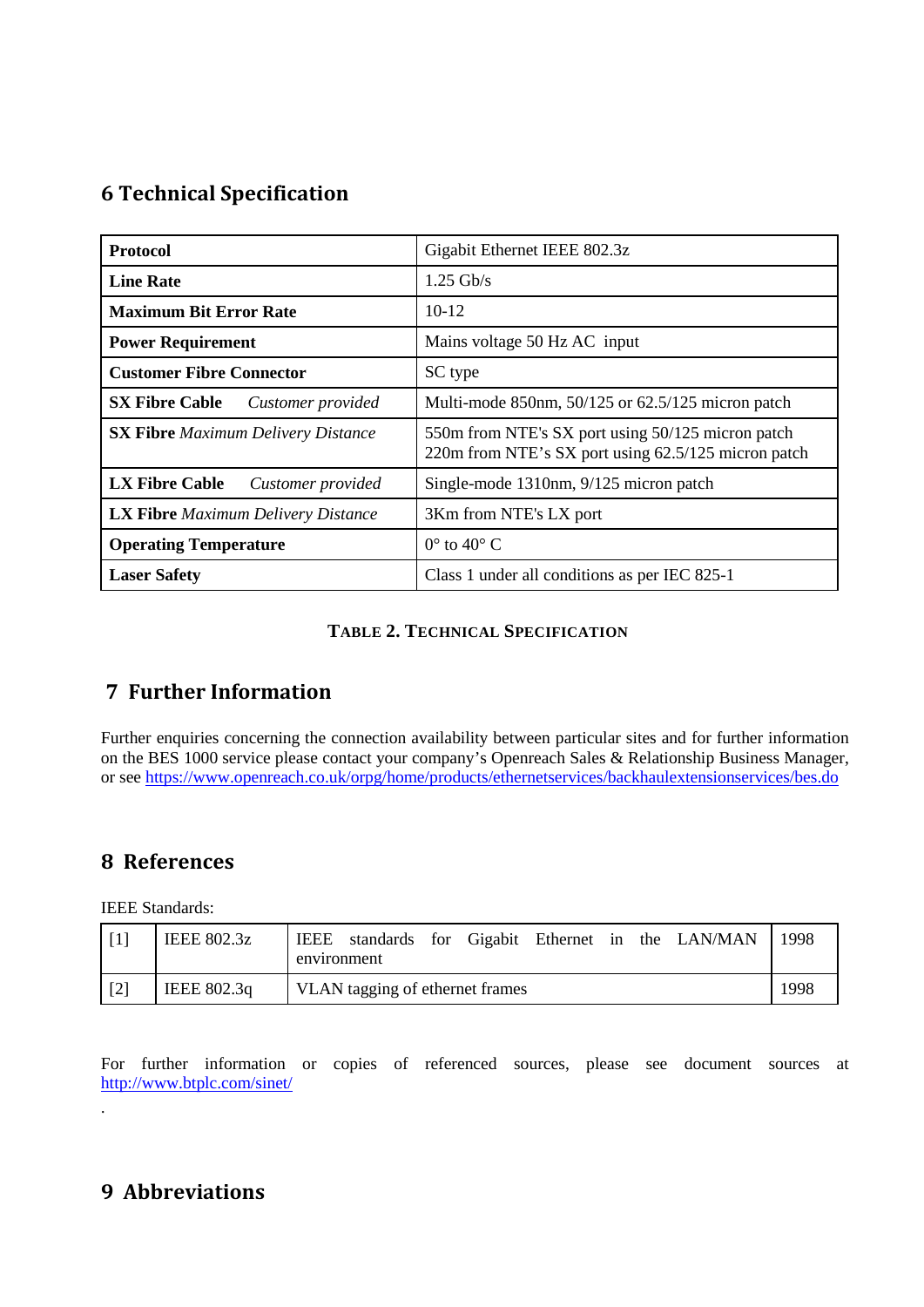## 6 Technical Specification

| **Protocol** | Gigabit Ethernet IEEE 802.3z |
|---|---|
| **Line Rate** | 1.25 Gb/s |
| **Maximum Bit Error Rate** | 10-12 |
| **Power Requirement** | Mains voltage 50 Hz AC input |
| **Customer Fibre Connector** | SC type |
| **SX Fibre Cable** *Customer provided* | Multi-mode 850nm, 50/125 or 62.5/125 micron patch |
| **SX Fibre** *Maximum Delivery Distance* | 550m from NTE's SX port using 50/125 micron patch<br>220m from NTE's SX port using 62.5/125 micron patch |
| **LX Fibre Cable** *Customer provided* | Single-mode 1310nm, 9/125 micron patch |
| **LX Fibre** *Maximum Delivery Distance* | 3Km from NTE's LX port |
| **Operating Temperature** | 0° to 40° C |
| **Laser Safety** | Class 1 under all conditions as per IEC 825-1 |

**TABLE 2. TECHNICAL SPECIFICATION**

## 7 Further Information

Further enquiries concerning the connection availability between particular sites and for further information on the BES 1000 service please contact your company's Openreach Sales & Relationship Business Manager, or see https://www.openreach.co.uk/orpg/home/products/ethernetservices/backhaulextensionservices/bes.do

## 8 References

IEEE Standards:

| [1] | IEEE 802.3z | IEEE standards for Gigabit Ethernet in the LAN/MAN environment | 1998 |
|---|---|---|---|
| [2] | IEEE 802.3q | VLAN tagging of ethernet frames | 1998 |

For further information or copies of referenced sources, please see document sources at http://www.btplc.com/sinet/

.

## 9 Abbreviations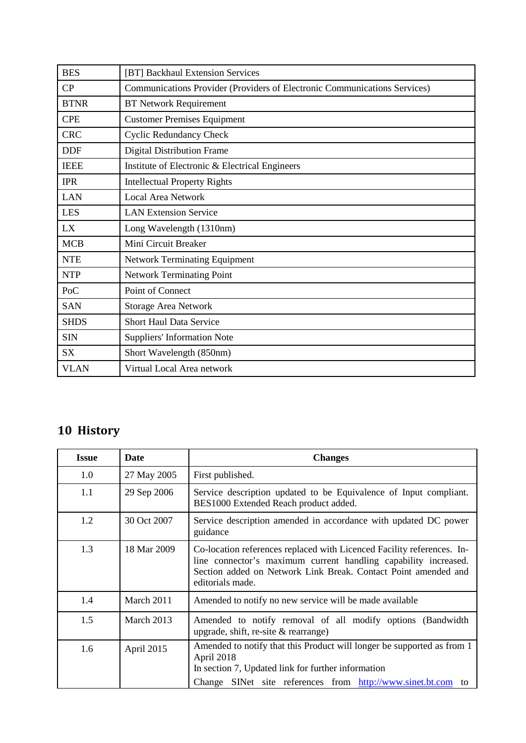| BES | [BT] Backhaul Extension Services |
|---|---|
| CP | Communications Provider (Providers of Electronic Communications Services) |
| BTNR | BT Network Requirement |
| CPE | Customer Premises Equipment |
| CRC | Cyclic Redundancy Check |
| DDF | Digital Distribution Frame |
| IEEE | Institute of Electronic & Electrical Engineers |
| IPR | Intellectual Property Rights |
| LAN | Local Area Network |
| LES | LAN Extension Service |
| LX | Long Wavelength (1310nm) |
| MCB | Mini Circuit Breaker |
| NTE | Network Terminating Equipment |
| NTP | Network Terminating Point |
| PoC | Point of Connect |
| SAN | Storage Area Network |
| SHDS | Short Haul Data Service |
| SIN | Suppliers' Information Note |
| SX | Short Wavelength (850nm) |
| VLAN | Virtual Local Area network |

## 10 History

| Issue | Date | Changes |
|---|---|---|
| 1.0 | 27 May 2005 | First published. |
| 1.1 | 29 Sep 2006 | Service description updated to be Equivalence of Input compliant. BES1000 Extended Reach product added. |
| 1.2 | 30 Oct 2007 | Service description amended in accordance with updated DC power guidance |
| 1.3 | 18 Mar 2009 | Co-location references replaced with Licenced Facility references. In-line connector's maximum current handling capability increased. Section added on Network Link Break. Contact Point amended and editorials made. |
| 1.4 | March 2011 | Amended to notify no new service will be made available |
| 1.5 | March 2013 | Amended to notify removal of all modify options (Bandwidth upgrade, shift, re-site & rearrange) |
| 1.6 | April 2015 | Amended to notify that this Product will longer be supported as from 1 April 2018<br>In section 7, Updated link for further information<br>Change SINet site references from http://www.sinet.bt.com to |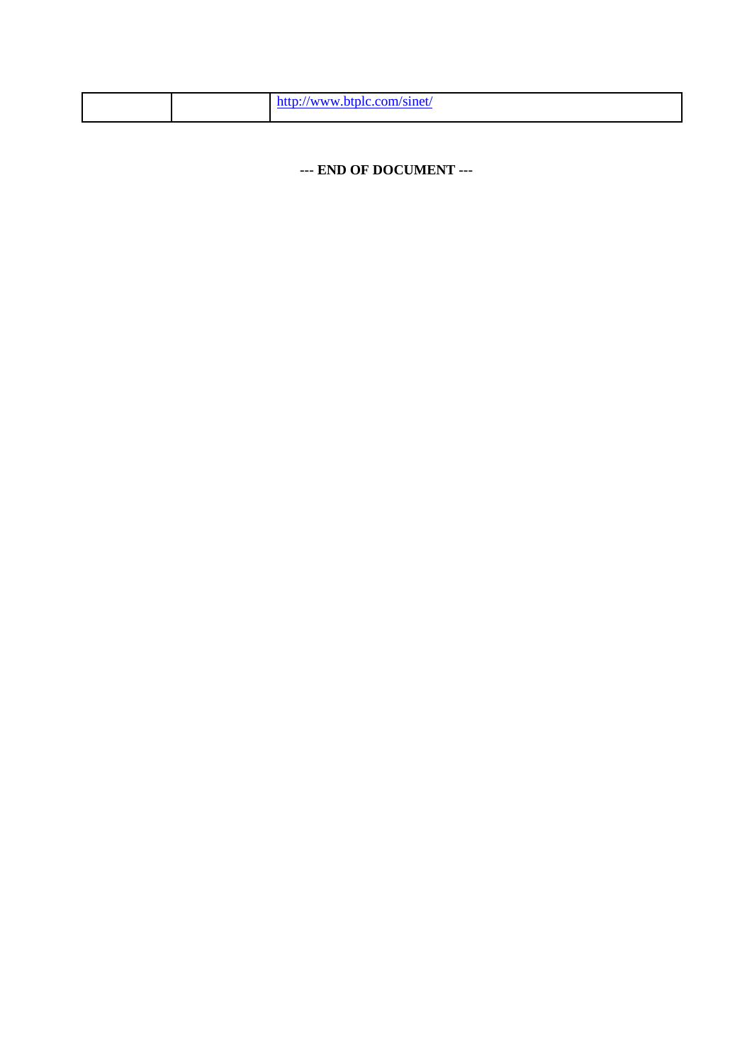| | | |
|---|---|---|
| | | http://www.btplc.com/sinet/ |

**--- END OF DOCUMENT ---**